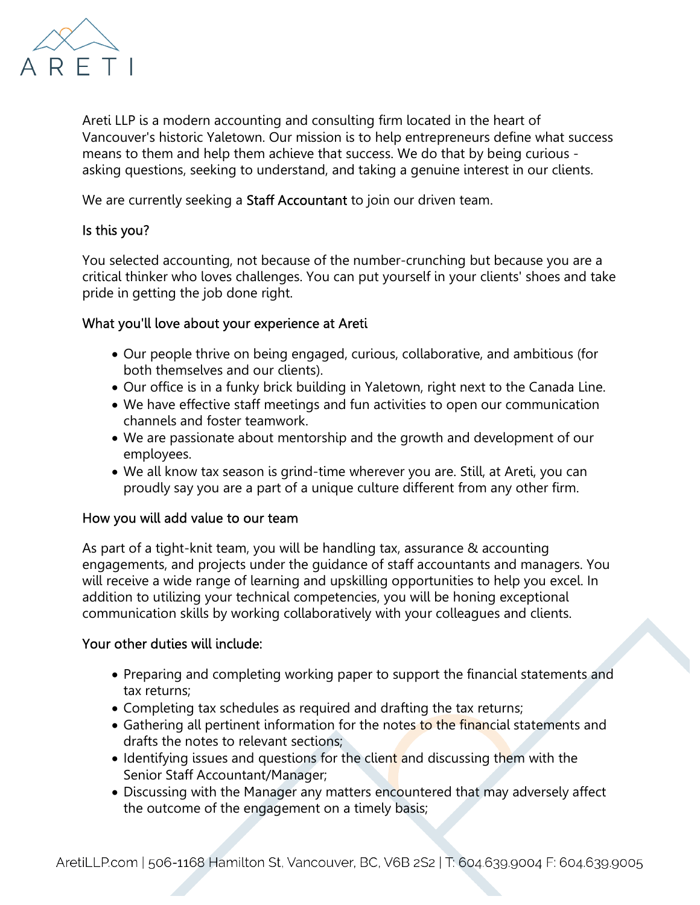ARETI

Areti LLP is a modern accounting and consulting firm located in the heart of Vancouver's historic Yaletown. Our mission is to help entrepreneurs define what success means to them and help them achieve that success. We do that by being curious - asking questions, seeking to understand, and taking a genuine interest in our clients.

We are currently seeking a **Staff Accountant** to join our driven team.

### Is this you?

You selected accounting, not because of the number-crunching but because you are a critical thinker who loves challenges. You can put yourself in your clients' shoes and take pride in getting the job done right.

### What you'll love about your experience at Areti

- Our people thrive on being engaged, curious, collaborative, and ambitious (for both themselves and our clients).
- Our office is in a funky brick building in Yaletown, right next to the Canada Line.
- We have effective staff meetings and fun activities to open our communication channels and foster teamwork.
- We are passionate about mentorship and the growth and development of our employees.
- We all know tax season is grind-time wherever you are. Still, at Areti, you can proudly say you are a part of a unique culture different from any other firm.

### How you will add value to our team

As part of a tight-knit team, you will be handling tax, assurance & accounting engagements, and projects under the guidance of staff accountants and managers. You will receive a wide range of learning and upskilling opportunities to help you excel. In addition to utilizing your technical competencies, you will be honing exceptional communication skills by working collaboratively with your colleagues and clients.

### Your other duties will include:

- Preparing and completing working paper to support the financial statements and tax returns;
- Completing tax schedules as required and drafting the tax returns;
- Gathering all pertinent information for the notes to the financial statements and drafts the notes to relevant sections;
- Identifying issues and questions for the client and discussing them with the Senior Staff Accountant/Manager;
- Discussing with the Manager any matters encountered that may adversely affect the outcome of the engagement on a timely basis;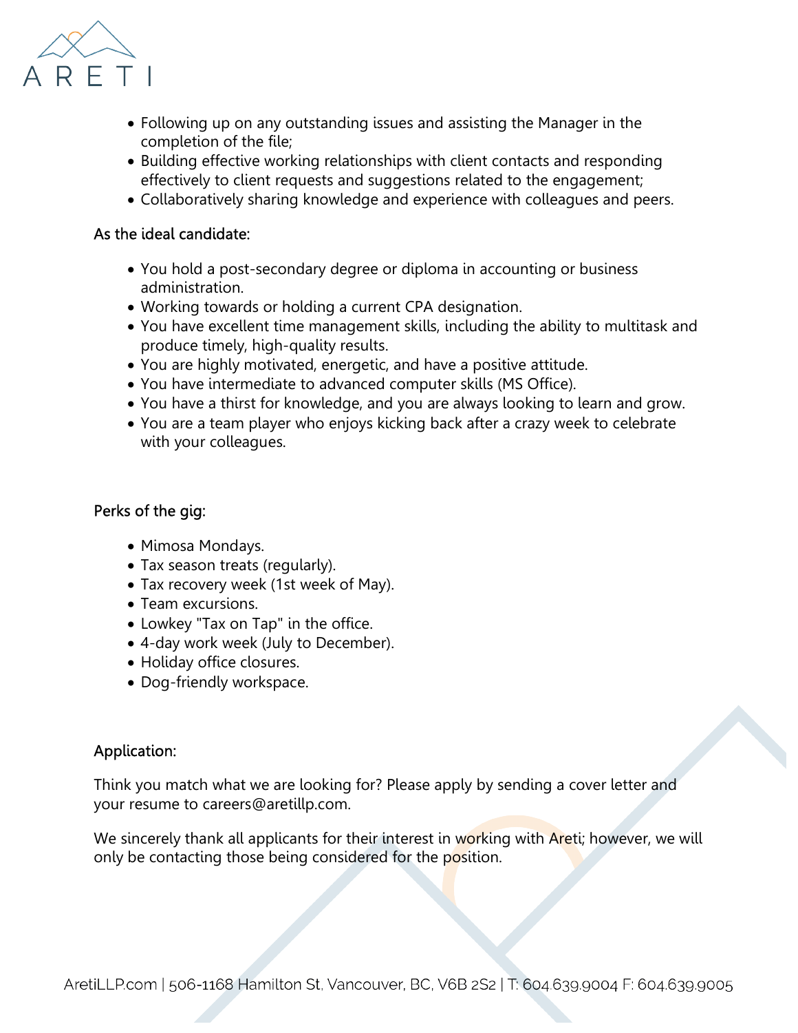- Following up on any outstanding issues and assisting the Manager in the completion of the file;
- Building effective working relationships with client contacts and responding effectively to client requests and suggestions related to the engagement;
- Collaboratively sharing knowledge and experience with colleagues and peers.

As the ideal candidate:

- You hold a post-secondary degree or diploma in accounting or business administration.
- Working towards or holding a current CPA designation.
- You have excellent time management skills, including the ability to multitask and produce timely, high-quality results.
- You are highly motivated, energetic, and have a positive attitude.
- You have intermediate to advanced computer skills (MS Office).
- You have a thirst for knowledge, and you are always looking to learn and grow.
- You are a team player who enjoys kicking back after a crazy week to celebrate with your colleagues.

Perks of the gig:

- Mimosa Mondays.
- Tax season treats (regularly).
- Tax recovery week (1st week of May).
- Team excursions.
- Lowkey "Tax on Tap" in the office.
- 4-day work week (July to December).
- Holiday office closures.
- Dog-friendly workspace.

Application:

Think you match what we are looking for? Please apply by sending a cover letter and your resume to careers@aretillp.com.

We sincerely thank all applicants for their interest in working with Areti; however, we will only be contacting those being considered for the position.